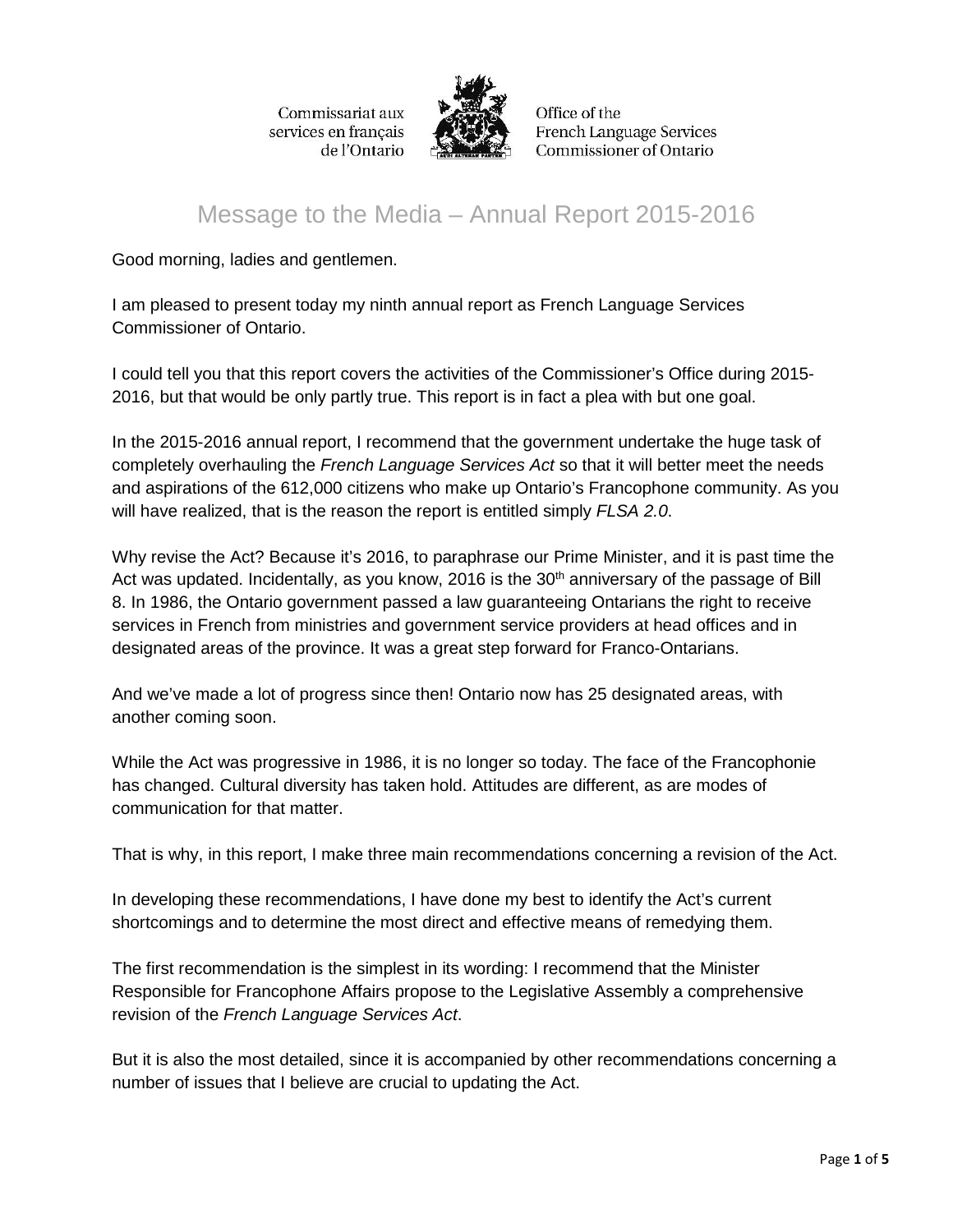Commissariat aux services en français de l'Ontario

Office of the French Language Services Commissioner of Ontario

# Message to the Media – Annual Report 2015-2016

Good morning, ladies and gentlemen.

I am pleased to present today my ninth annual report as French Language Services Commissioner of Ontario.

I could tell you that this report covers the activities of the Commissioner's Office during 2015-2016, but that would be only partly true. This report is in fact a plea with but one goal.

In the 2015-2016 annual report, I recommend that the government undertake the huge task of completely overhauling the *French Language Services Act* so that it will better meet the needs and aspirations of the 612,000 citizens who make up Ontario's Francophone community. As you will have realized, that is the reason the report is entitled simply *FLSA 2.0*.

Why revise the Act? Because it's 2016, to paraphrase our Prime Minister, and it is past time the Act was updated. Incidentally, as you know, 2016 is the 30th anniversary of the passage of Bill 8. In 1986, the Ontario government passed a law guaranteeing Ontarians the right to receive services in French from ministries and government service providers at head offices and in designated areas of the province. It was a great step forward for Franco-Ontarians.

And we've made a lot of progress since then! Ontario now has 25 designated areas, with another coming soon.

While the Act was progressive in 1986, it is no longer so today. The face of the Francophonie has changed. Cultural diversity has taken hold. Attitudes are different, as are modes of communication for that matter.

That is why, in this report, I make three main recommendations concerning a revision of the Act.

In developing these recommendations, I have done my best to identify the Act's current shortcomings and to determine the most direct and effective means of remedying them.

The first recommendation is the simplest in its wording: I recommend that the Minister Responsible for Francophone Affairs propose to the Legislative Assembly a comprehensive revision of the *French Language Services Act*.

But it is also the most detailed, since it is accompanied by other recommendations concerning a number of issues that I believe are crucial to updating the Act.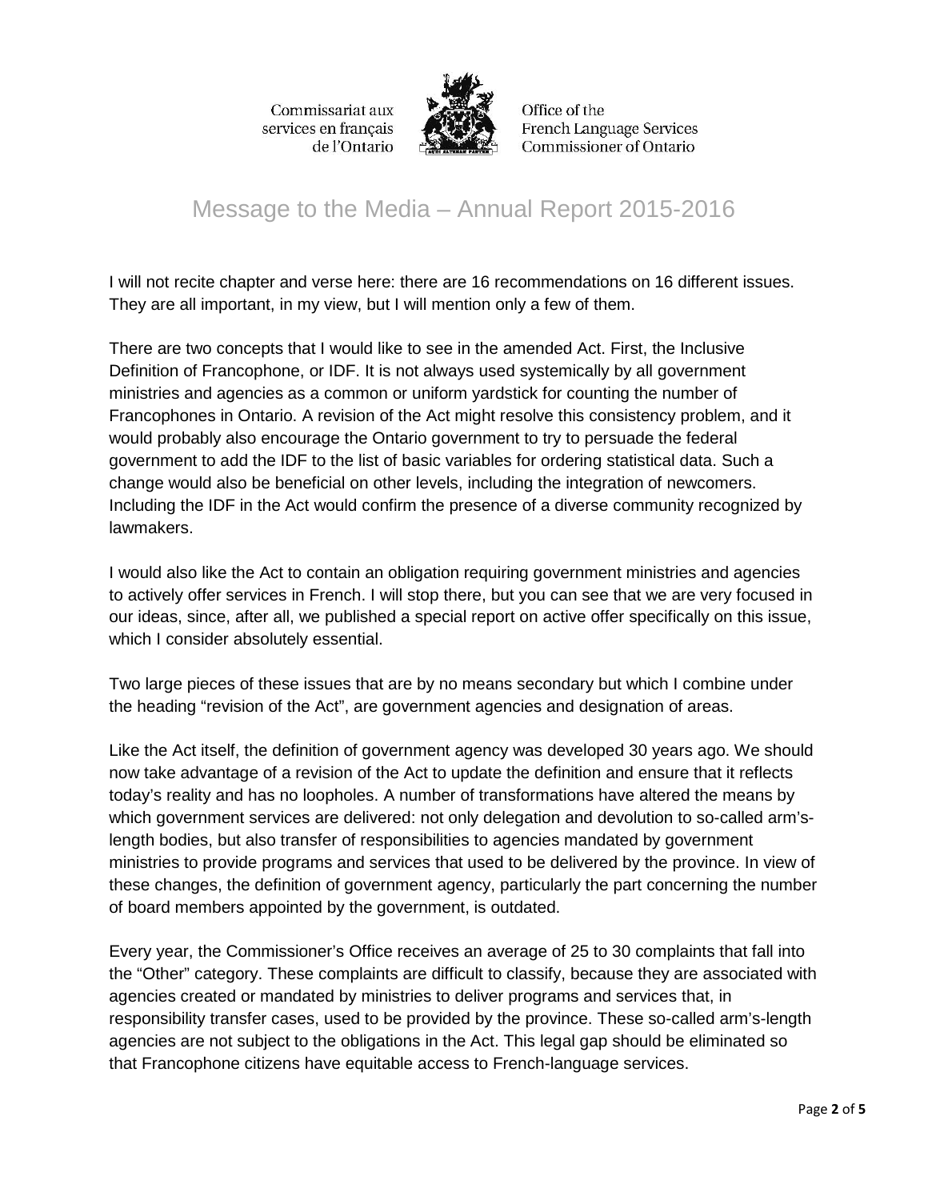# Message to the Media – Annual Report 2015-2016

I will not recite chapter and verse here: there are 16 recommendations on 16 different issues. They are all important, in my view, but I will mention only a few of them.

There are two concepts that I would like to see in the amended Act. First, the Inclusive Definition of Francophone, or IDF. It is not always used systemically by all government ministries and agencies as a common or uniform yardstick for counting the number of Francophones in Ontario. A revision of the Act might resolve this consistency problem, and it would probably also encourage the Ontario government to try to persuade the federal government to add the IDF to the list of basic variables for ordering statistical data. Such a change would also be beneficial on other levels, including the integration of newcomers. Including the IDF in the Act would confirm the presence of a diverse community recognized by lawmakers.

I would also like the Act to contain an obligation requiring government ministries and agencies to actively offer services in French. I will stop there, but you can see that we are very focused in our ideas, since, after all, we published a special report on active offer specifically on this issue, which I consider absolutely essential.

Two large pieces of these issues that are by no means secondary but which I combine under the heading "revision of the Act", are government agencies and designation of areas.

Like the Act itself, the definition of government agency was developed 30 years ago. We should now take advantage of a revision of the Act to update the definition and ensure that it reflects today's reality and has no loopholes. A number of transformations have altered the means by which government services are delivered: not only delegation and devolution to so-called arm's-length bodies, but also transfer of responsibilities to agencies mandated by government ministries to provide programs and services that used to be delivered by the province. In view of these changes, the definition of government agency, particularly the part concerning the number of board members appointed by the government, is outdated.

Every year, the Commissioner's Office receives an average of 25 to 30 complaints that fall into the "Other" category. These complaints are difficult to classify, because they are associated with agencies created or mandated by ministries to deliver programs and services that, in responsibility transfer cases, used to be provided by the province. These so-called arm's-length agencies are not subject to the obligations in the Act. This legal gap should be eliminated so that Francophone citizens have equitable access to French-language services.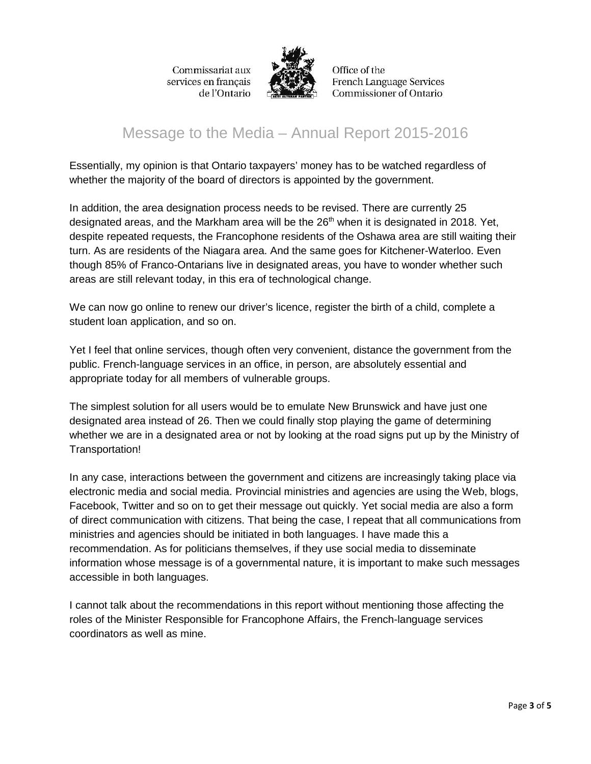Commissariat aux services en français de l'Ontario

Office of the French Language Services Commissioner of Ontario

# Message to the Media – Annual Report 2015-2016

Essentially, my opinion is that Ontario taxpayers' money has to be watched regardless of whether the majority of the board of directors is appointed by the government.

In addition, the area designation process needs to be revised. There are currently 25 designated areas, and the Markham area will be the 26th when it is designated in 2018. Yet, despite repeated requests, the Francophone residents of the Oshawa area are still waiting their turn. As are residents of the Niagara area. And the same goes for Kitchener-Waterloo. Even though 85% of Franco-Ontarians live in designated areas, you have to wonder whether such areas are still relevant today, in this era of technological change.

We can now go online to renew our driver's licence, register the birth of a child, complete a student loan application, and so on.

Yet I feel that online services, though often very convenient, distance the government from the public. French-language services in an office, in person, are absolutely essential and appropriate today for all members of vulnerable groups.

The simplest solution for all users would be to emulate New Brunswick and have just one designated area instead of 26. Then we could finally stop playing the game of determining whether we are in a designated area or not by looking at the road signs put up by the Ministry of Transportation!

In any case, interactions between the government and citizens are increasingly taking place via electronic media and social media. Provincial ministries and agencies are using the Web, blogs, Facebook, Twitter and so on to get their message out quickly. Yet social media are also a form of direct communication with citizens. That being the case, I repeat that all communications from ministries and agencies should be initiated in both languages. I have made this a recommendation. As for politicians themselves, if they use social media to disseminate information whose message is of a governmental nature, it is important to make such messages accessible in both languages.

I cannot talk about the recommendations in this report without mentioning those affecting the roles of the Minister Responsible for Francophone Affairs, the French-language services coordinators as well as mine.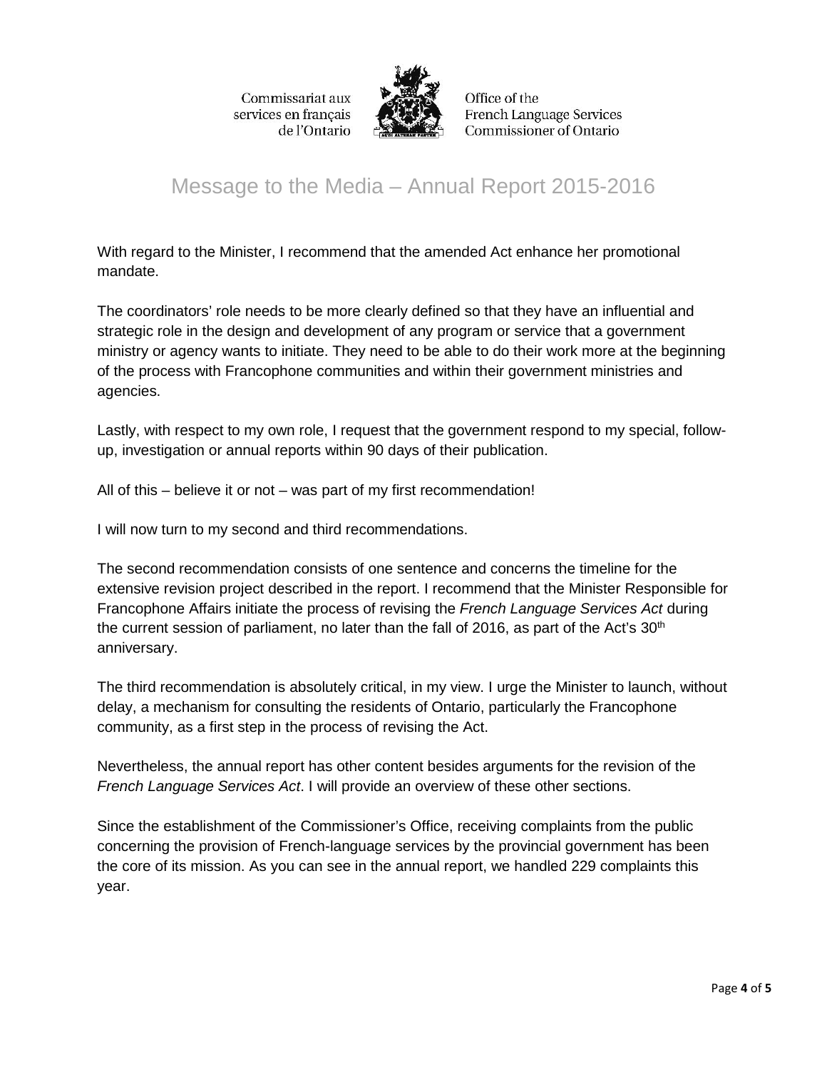# Message to the Media – Annual Report 2015-2016

With regard to the Minister, I recommend that the amended Act enhance her promotional mandate.

The coordinators' role needs to be more clearly defined so that they have an influential and strategic role in the design and development of any program or service that a government ministry or agency wants to initiate. They need to be able to do their work more at the beginning of the process with Francophone communities and within their government ministries and agencies.

Lastly, with respect to my own role, I request that the government respond to my special, follow-up, investigation or annual reports within 90 days of their publication.

All of this – believe it or not – was part of my first recommendation!

I will now turn to my second and third recommendations.

The second recommendation consists of one sentence and concerns the timeline for the extensive revision project described in the report. I recommend that the Minister Responsible for Francophone Affairs initiate the process of revising the *French Language Services Act* during the current session of parliament, no later than the fall of 2016, as part of the Act's 30th anniversary.

The third recommendation is absolutely critical, in my view. I urge the Minister to launch, without delay, a mechanism for consulting the residents of Ontario, particularly the Francophone community, as a first step in the process of revising the Act.

Nevertheless, the annual report has other content besides arguments for the revision of the *French Language Services Act*. I will provide an overview of these other sections.

Since the establishment of the Commissioner's Office, receiving complaints from the public concerning the provision of French-language services by the provincial government has been the core of its mission. As you can see in the annual report, we handled 229 complaints this year.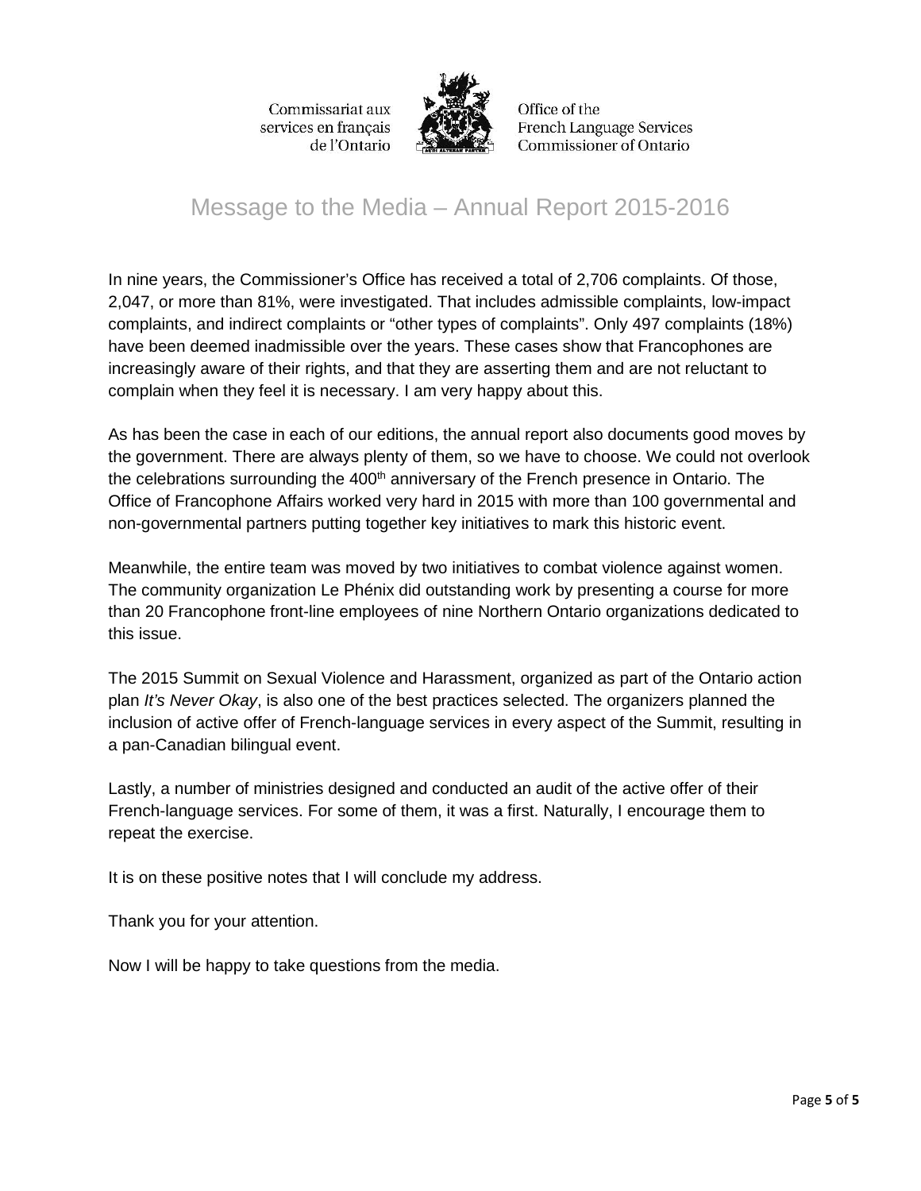Commissariat aux services en français de l'Ontario

Office of the French Language Services Commissioner of Ontario

# Message to the Media – Annual Report 2015-2016

In nine years, the Commissioner's Office has received a total of 2,706 complaints. Of those, 2,047, or more than 81%, were investigated. That includes admissible complaints, low-impact complaints, and indirect complaints or "other types of complaints". Only 497 complaints (18%) have been deemed inadmissible over the years. These cases show that Francophones are increasingly aware of their rights, and that they are asserting them and are not reluctant to complain when they feel it is necessary. I am very happy about this.

As has been the case in each of our editions, the annual report also documents good moves by the government. There are always plenty of them, so we have to choose. We could not overlook the celebrations surrounding the 400th anniversary of the French presence in Ontario. The Office of Francophone Affairs worked very hard in 2015 with more than 100 governmental and non-governmental partners putting together key initiatives to mark this historic event.

Meanwhile, the entire team was moved by two initiatives to combat violence against women. The community organization Le Phénix did outstanding work by presenting a course for more than 20 Francophone front-line employees of nine Northern Ontario organizations dedicated to this issue.

The 2015 Summit on Sexual Violence and Harassment, organized as part of the Ontario action plan *It's Never Okay*, is also one of the best practices selected. The organizers planned the inclusion of active offer of French-language services in every aspect of the Summit, resulting in a pan-Canadian bilingual event.

Lastly, a number of ministries designed and conducted an audit of the active offer of their French-language services. For some of them, it was a first. Naturally, I encourage them to repeat the exercise.

It is on these positive notes that I will conclude my address.

Thank you for your attention.

Now I will be happy to take questions from the media.